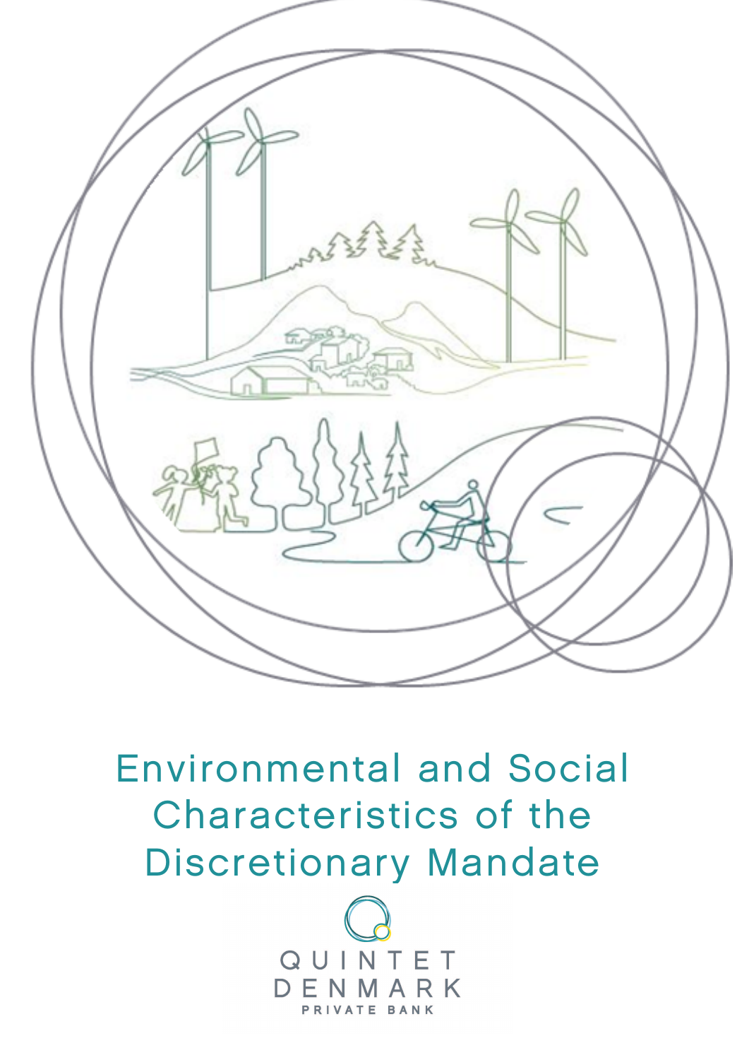# Environmental and Social Characteristics of the Discretionary Mandate

QUINTET DENMARK

PRIVATE BANK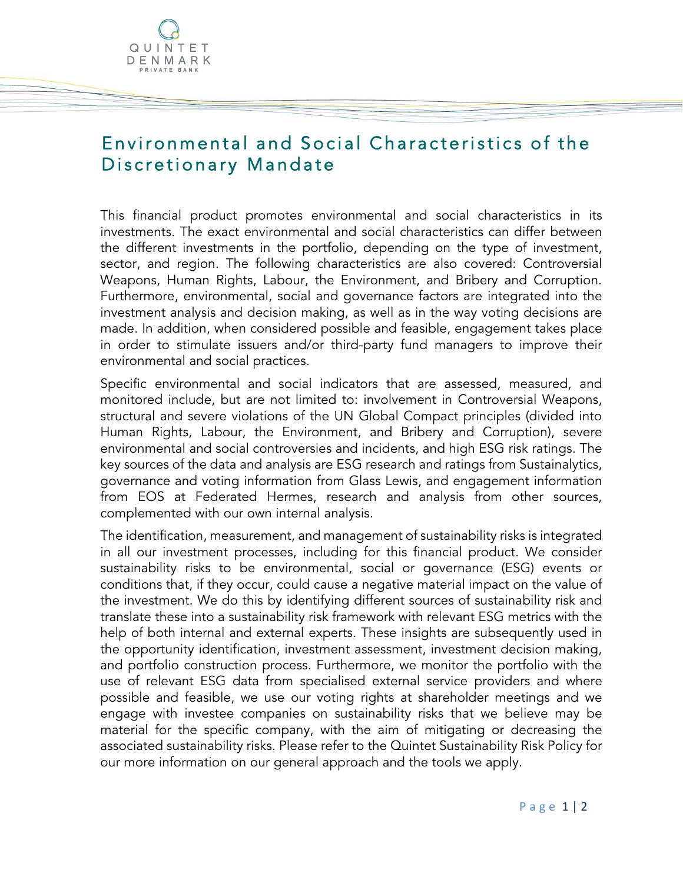# Environmental and Social Characteristics of the Discretionary Mandate

This financial product promotes environmental and social characteristics in its investments. The exact environmental and social characteristics can differ between the different investments in the portfolio, depending on the type of investment, sector, and region. The following characteristics are also covered: Controversial Weapons, Human Rights, Labour, the Environment, and Bribery and Corruption. Furthermore, environmental, social and governance factors are integrated into the investment analysis and decision making, as well as in the way voting decisions are made. In addition, when considered possible and feasible, engagement takes place in order to stimulate issuers and/or third-party fund managers to improve their environmental and social practices.

Specific environmental and social indicators that are assessed, measured, and monitored include, but are not limited to: involvement in Controversial Weapons, structural and severe violations of the UN Global Compact principles (divided into Human Rights, Labour, the Environment, and Bribery and Corruption), severe environmental and social controversies and incidents, and high ESG risk ratings. The key sources of the data and analysis are ESG research and ratings from Sustainalytics, governance and voting information from Glass Lewis, and engagement information from EOS at Federated Hermes, research and analysis from other sources, complemented with our own internal analysis.

The identification, measurement, and management of sustainability risks is integrated in all our investment processes, including for this financial product. We consider sustainability risks to be environmental, social or governance (ESG) events or conditions that, if they occur, could cause a negative material impact on the value of the investment. We do this by identifying different sources of sustainability risk and translate these into a sustainability risk framework with relevant ESG metrics with the help of both internal and external experts. These insights are subsequently used in the opportunity identification, investment assessment, investment decision making, and portfolio construction process. Furthermore, we monitor the portfolio with the use of relevant ESG data from specialised external service providers and where possible and feasible, we use our voting rights at shareholder meetings and we engage with investee companies on sustainability risks that we believe may be material for the specific company, with the aim of mitigating or decreasing the associated sustainability risks. Please refer to the Quintet Sustainability Risk Policy for our more information on our general approach and the tools we apply.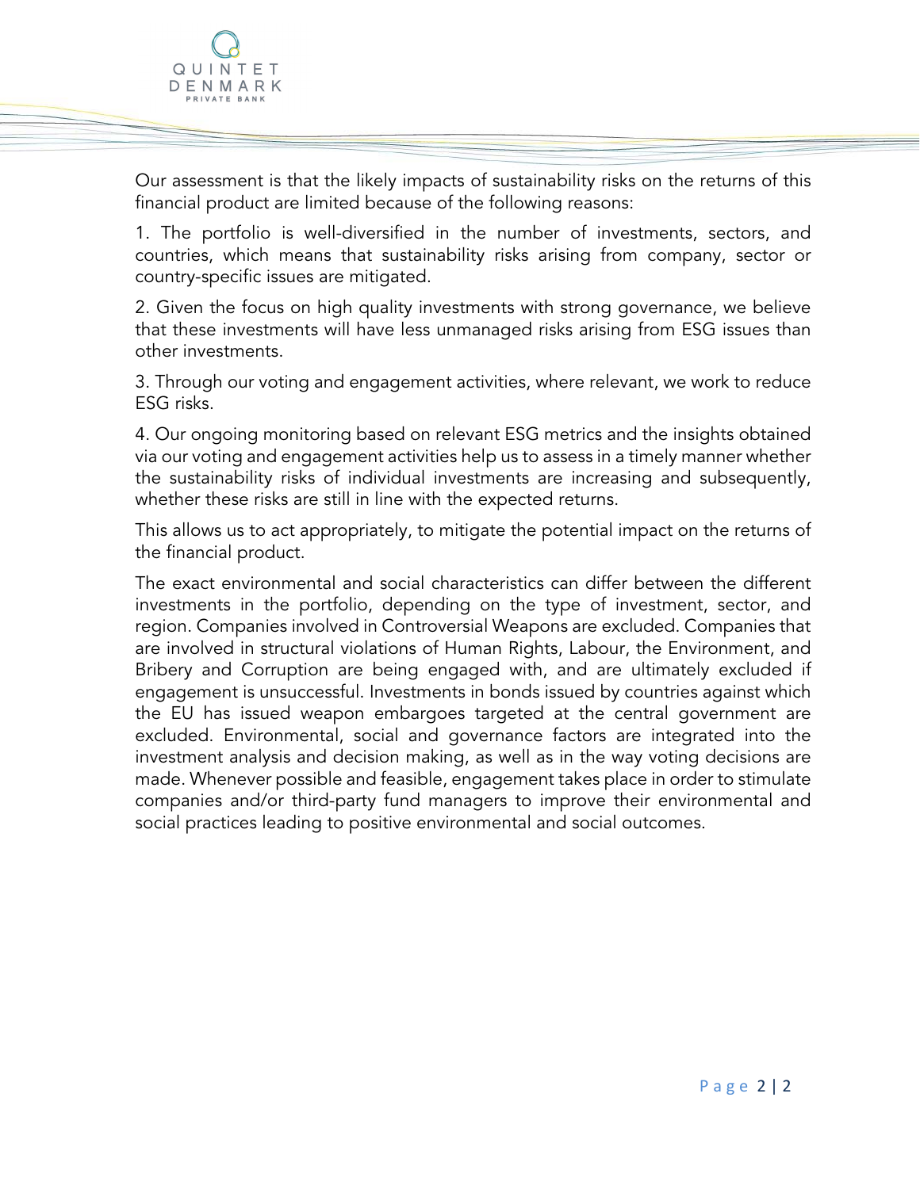Our assessment is that the likely impacts of sustainability risks on the returns of this financial product are limited because of the following reasons:

1. The portfolio is well-diversified in the number of investments, sectors, and countries, which means that sustainability risks arising from company, sector or country-specific issues are mitigated.

2. Given the focus on high quality investments with strong governance, we believe that these investments will have less unmanaged risks arising from ESG issues than other investments.

3. Through our voting and engagement activities, where relevant, we work to reduce ESG risks.

4. Our ongoing monitoring based on relevant ESG metrics and the insights obtained via our voting and engagement activities help us to assess in a timely manner whether the sustainability risks of individual investments are increasing and subsequently, whether these risks are still in line with the expected returns.

This allows us to act appropriately, to mitigate the potential impact on the returns of the financial product.

The exact environmental and social characteristics can differ between the different investments in the portfolio, depending on the type of investment, sector, and region. Companies involved in Controversial Weapons are excluded. Companies that are involved in structural violations of Human Rights, Labour, the Environment, and Bribery and Corruption are being engaged with, and are ultimately excluded if engagement is unsuccessful. Investments in bonds issued by countries against which the EU has issued weapon embargoes targeted at the central government are excluded. Environmental, social and governance factors are integrated into the investment analysis and decision making, as well as in the way voting decisions are made. Whenever possible and feasible, engagement takes place in order to stimulate companies and/or third-party fund managers to improve their environmental and social practices leading to positive environmental and social outcomes.